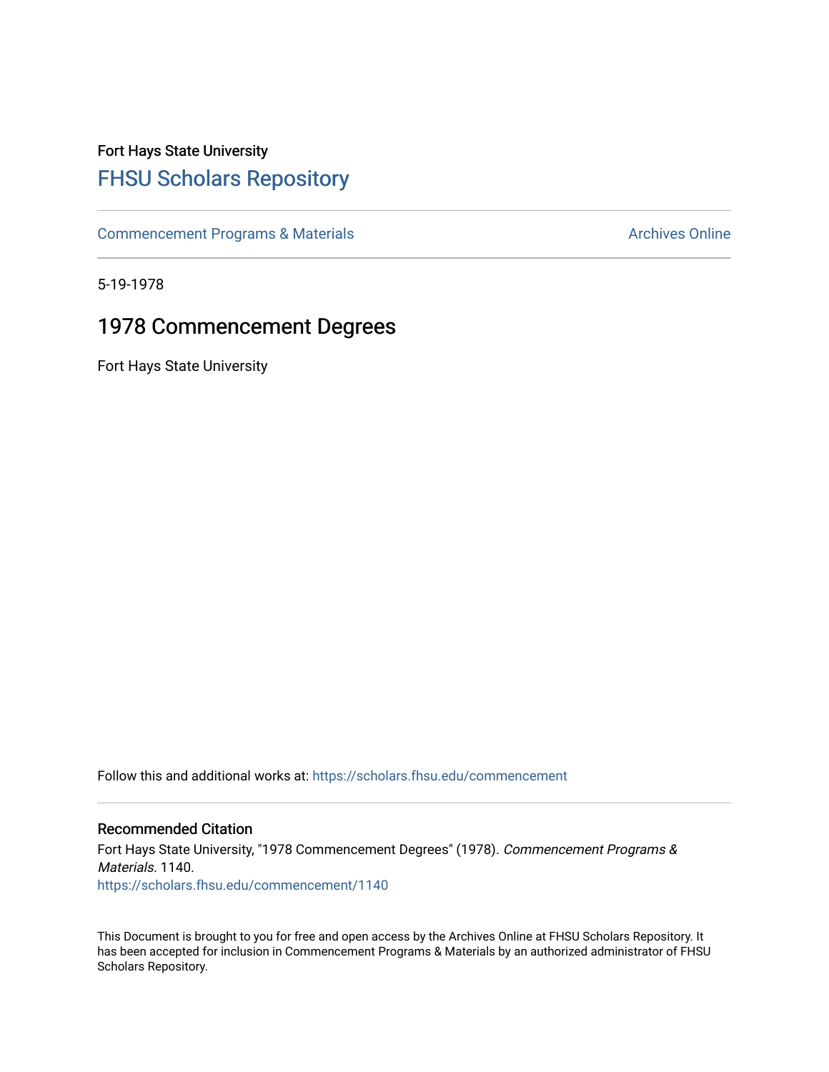Fort Hays State University

# FHSU Scholars Repository

Commencement Programs & Materials

Archives Online

5-19-1978

## 1978 Commencement Degrees

Fort Hays State University

Follow this and additional works at: https://scholars.fhsu.edu/commencement

### Recommended Citation

Fort Hays State University, "1978 Commencement Degrees" (1978). *Commencement Programs & Materials*. 1140.
https://scholars.fhsu.edu/commencement/1140

This Document is brought to you for free and open access by the Archives Online at FHSU Scholars Repository. It has been accepted for inclusion in Commencement Programs & Materials by an authorized administrator of FHSU Scholars Repository.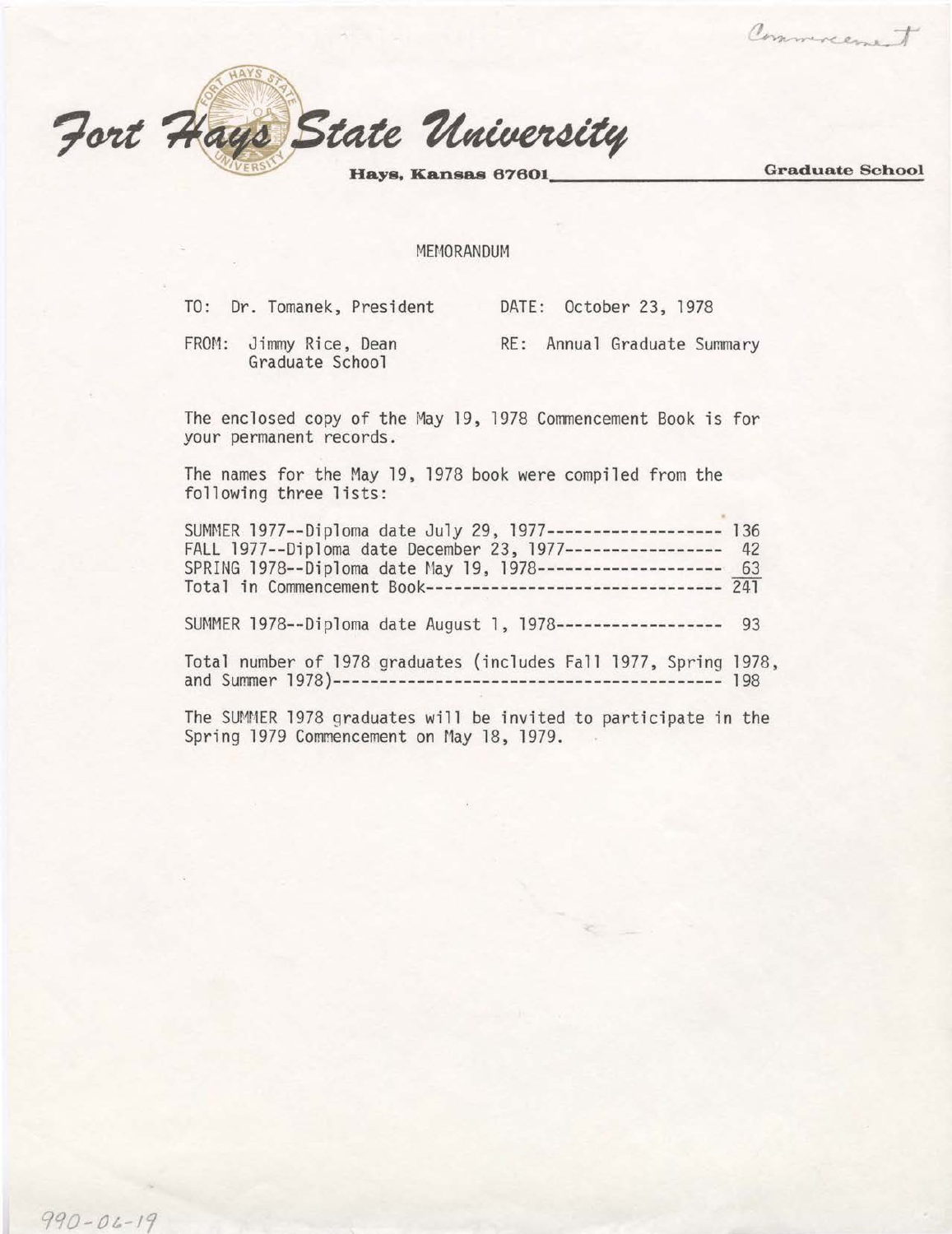Commencement

# Fort Hays State University

**Hays, Kansas 67601** — **Graduate School**

MEMORANDUM

TO: Dr. Tomanek, President — DATE: October 23, 1978

FROM: Jimmy Rice, Dean, Graduate School — RE: Annual Graduate Summary

The enclosed copy of the May 19, 1978 Commencement Book is for your permanent records.

The names for the May 19, 1978 book were compiled from the following three lists:

| | |
|---|---|
| SUMMER 1977--Diploma date July 29, 1977 | 136 |
| FALL 1977--Diploma date December 23, 1977 | 42 |
| SPRING 1978--Diploma date May 19, 1978 | 63 |
| Total in Commencement Book | 241 |

SUMMER 1978--Diploma date August 1, 1978------------------ 93

Total number of 1978 graduates (includes Fall 1977, Spring 1978, and Summer 1978)----------------------------------------- 198

The SUMMER 1978 graduates will be invited to participate in the Spring 1979 Commencement on May 18, 1979.

990-06-19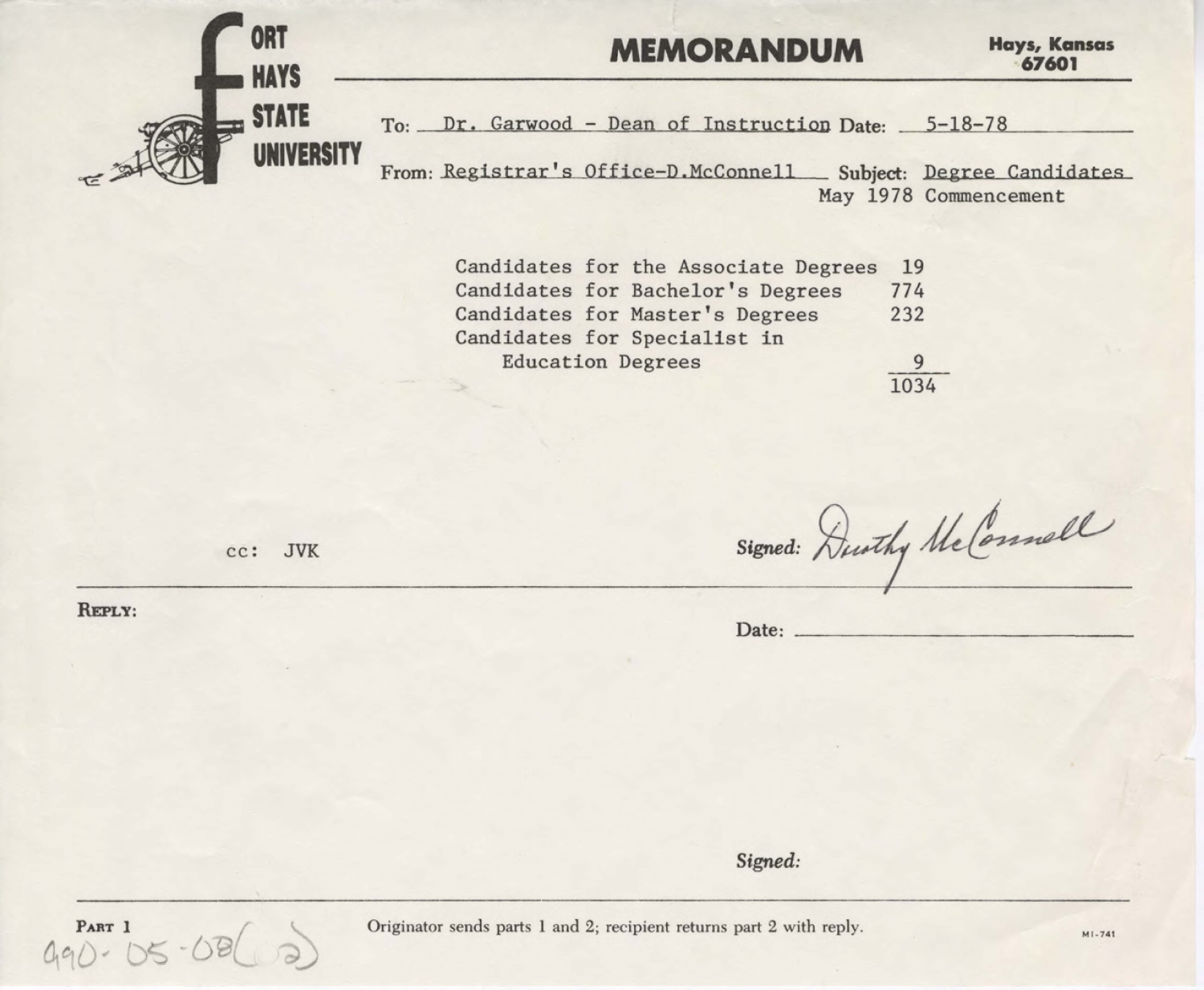**FORT HAYS STATE UNIVERSITY**

# MEMORANDUM

**Hays, Kansas 67601**

To: Dr. Garwood - Dean of Instruction Date: 5-18-78

From: Registrar's Office-D.McConnell Subject: Degree Candidates May 1978 Commencement

| | |
|---|---|
| Candidates for the Associate Degrees | 19 |
| Candidates for Bachelor's Degrees | 774 |
| Candidates for Master's Degrees | 232 |
| Candidates for Specialist in Education Degrees | 9 |
| | 1034 |

cc: JVK

*Signed:* Dorothy McConnell

**Reply:**

Date:

*Signed:*

**Part 1**

Originator sends parts 1 and 2; recipient returns part 2 with reply.

MI-741

490-05-08(02)